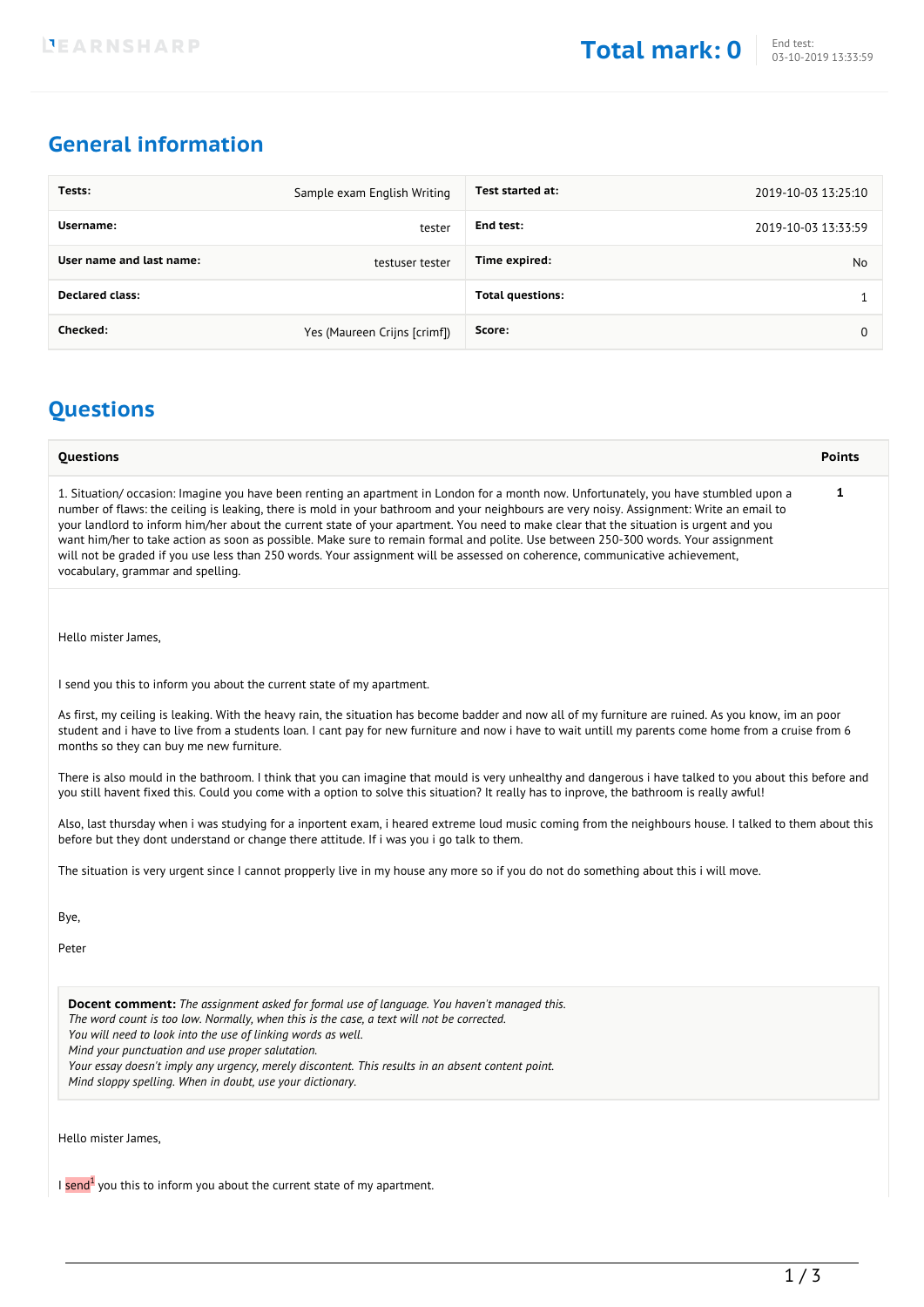LEARNSHARP

**Total mark: 0**

End test:
03-10-2019 13:33:59

## General information

| | | | |
|---|---|---|---|
| **Tests:** | Sample exam English Writing | **Test started at:** | 2019-10-03 13:25:10 |
| **Username:** | tester | **End test:** | 2019-10-03 13:33:59 |
| **User name and last name:** | testuser tester | **Time expired:** | No |
| **Declared class:** | | **Total questions:** | 1 |
| **Checked:** | Yes (Maureen Crijns [crimf]) | **Score:** | 0 |

## Questions

| Questions | Points |
|---|---|
| 1. Situation/ occasion: Imagine you have been renting an apartment in London for a month now. Unfortunately, you have stumbled upon a number of flaws: the ceiling is leaking, there is mold in your bathroom and your neighbours are very noisy. Assignment: Write an email to your landlord to inform him/her about the current state of your apartment. You need to make clear that the situation is urgent and you want him/her to take action as soon as possible. Make sure to remain formal and polite. Use between 250-300 words. Your assignment will not be graded if you use less than 250 words. Your assignment will be assessed on coherence, communicative achievement, vocabulary, grammar and spelling. | **1** |

Hello mister James,

I send you this to inform you about the current state of my apartment.

As first, my ceiling is leaking. With the heavy rain, the situation has become badder and now all of my furniture are ruined. As you know, im an poor student and i have to live from a students loan. I cant pay for new furniture and now i have to wait untill my parents come home from a cruise from 6 months so they can buy me new furniture.

There is also mould in the bathroom. I think that you can imagine that mould is very unhealthy and dangerous i have talked to you about this before and you still havent fixed this. Could you come with a option to solve this situation? It really has to inprove, the bathroom is really awful!

Also, last thursday when i was studying for a inportent exam, i heared extreme loud music coming from the neighbours house. I talked to them about this before but they dont understand or change there attitude. If i was you i go talk to them.

The situation is very urgent since I cannot propperly live in my house any more so if you do not do something about this i will move.

Bye,

Peter

> **Docent comment:** *The assignment asked for formal use of language. You haven't managed this.*
> *The word count is too low. Normally, when this is the case, a text will not be corrected.*
> *You will need to look into the use of linking words as well.*
> *Mind your punctuation and use proper salutation.*
> *Your essay doesn't imply any urgency, merely discontent. This results in an absent content point.*
> *Mind sloppy spelling. When in doubt, use your dictionary.*

Hello mister James,

I send[1] you this to inform you about the current state of my apartment.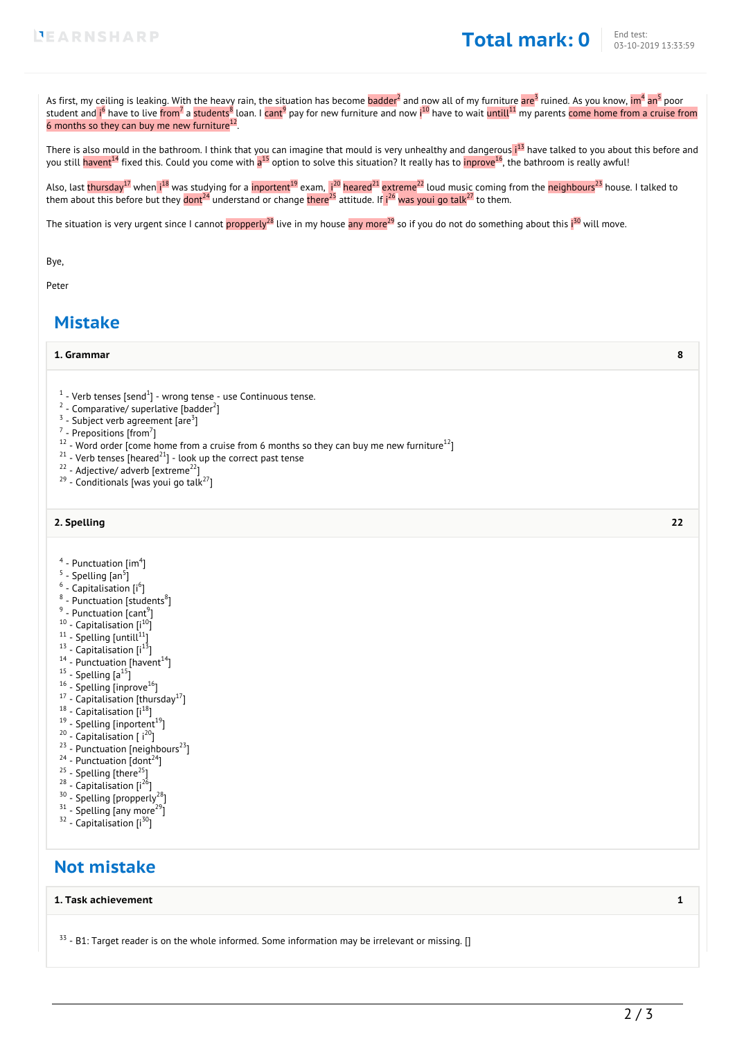As first, my ceiling is leaking. With the heavy rain, the situation has become badder[2] and now all of my furniture are[3] ruined. As you know, im[4] an[5] poor student and i[6] have to live from[7] a students[8] loan. I cant[9] pay for new furniture and now i[10] have to wait untill[11] my parents come home from a cruise from 6 months so they can buy me new furniture[12].

There is also mould in the bathroom. I think that you can imagine that mould is very unhealthy and dangerous i[13] have talked to you about this before and you still havent[14] fixed this. Could you come with a[15] option to solve this situation? It really has to inprove[16], the bathroom is really awful!

Also, last thursday[17] when i[18] was studying for a inportent[19] exam, i[20] heared[21] extreme[22] loud music coming from the neighbours[23] house. I talked to them about this before but they dont[24] understand or change there[25] attitude. If i[26] was youi go talk[27] to them.

The situation is very urgent since I cannot propperly[28] live in my house any more[29] so if you do not do something about this i[30] will move.

Bye,

Peter

## Mistake

**1. Grammar** 8

- [1] - Verb tenses [send[1]] - wrong tense - use Continuous tense.
- [2] - Comparative/ superlative [badder[2]]
- [3] - Subject verb agreement [are[3]]
- [7] - Prepositions [from[7]]
- [12] - Word order [come home from a cruise from 6 months so they can buy me new furniture[12]]
- [21] - Verb tenses [heared[21]] - look up the correct past tense
- [22] - Adjective/ adverb [extreme[22]]
- [29] - Conditionals [was youi go talk[27]]

**2. Spelling** 22

- [4] - Punctuation [im[4]]
- [5] - Spelling [an[5]]
- [6] - Capitalisation [i[6]]
- [8] - Punctuation [students[8]]
- [9] - Punctuation [cant[9]]
- [10] - Capitalisation [i[10]]
- [11] - Spelling [untill[11]]
- [13] - Capitalisation [i[13]]
- [14] - Punctuation [havent[14]]
- [15] - Spelling [a[15]]
- [16] - Spelling [inprove[16]]
- [17] - Capitalisation [thursday[17]]
- [18] - Capitalisation [i[18]]
- [19] - Spelling [inportent[19]]
- [20] - Capitalisation [ i[20]]
- [23] - Punctuation [neighbours[23]]
- [24] - Punctuation [dont[24]]
- [25] - Spelling [there[25]]
- [28] - Capitalisation [i[26]]
- [30] - Spelling [propperly[28]]
- [31] - Spelling [any more[29]]
- [32] - Capitalisation [i[30]]

## Not mistake

**1. Task achievement** 1

[33] - B1: Target reader is on the whole informed. Some information may be irrelevant or missing. []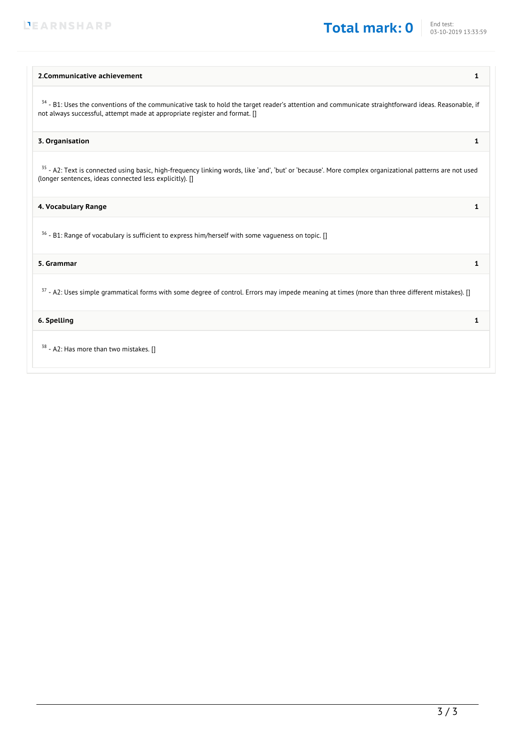**Total mark: 0**

End test: 03-10-2019 13:33:59

| 2.Communicative achievement | 1 |
|---|---|
| [34] - B1: Uses the conventions of the communicative task to hold the target reader's attention and communicate straightforward ideas. Reasonable, if not always successful, attempt made at appropriate register and format. [] | |

| 3. Organisation | 1 |
|---|---|
| [35] - A2: Text is connected using basic, high-frequency linking words, like 'and', 'but' or 'because'. More complex organizational patterns are not used (longer sentences, ideas connected less explicitly). [] | |

| 4. Vocabulary Range | 1 |
|---|---|
| [36] - B1: Range of vocabulary is sufficient to express him/herself with some vagueness on topic. [] | |

| 5. Grammar | 1 |
|---|---|
| [37] - A2: Uses simple grammatical forms with some degree of control. Errors may impede meaning at times (more than three different mistakes). [] | |

| 6. Spelling | 1 |
|---|---|
| [38] - A2: Has more than two mistakes. [] | |